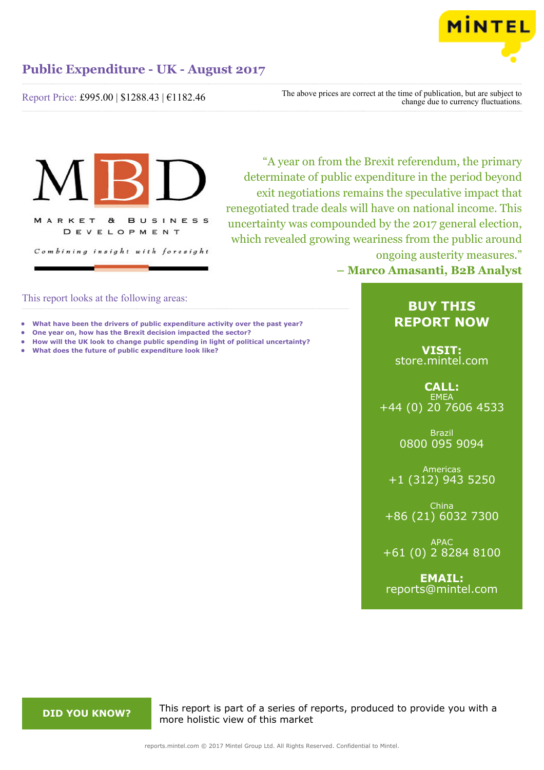# Public Expenditure - UK - August 2017

Report Price: £995.00 | $1288.43 | €1182.46

The above prices are correct at the time of publication, but are subject to change due to currency fluctuations.

MBD

MARKET & BUSINESS DEVELOPMENT

*Combining insight with foresight*

"A year on from the Brexit referendum, the primary determinate of public expenditure in the period beyond exit negotiations remains the speculative impact that renegotiated trade deals will have on national income. This uncertainty was compounded by the 2017 general election, which revealed growing weariness from the public around ongoing austerity measures."
**– Marco Amasanti, B2B Analyst**

## This report looks at the following areas:

- **What have been the drivers of public expenditure activity over the past year?**
- **One year on, how has the Brexit decision impacted the sector?**
- **How will the UK look to change public spending in light of political uncertainty?**
- **What does the future of public expenditure look like?**

**BUY THIS REPORT NOW**

**VISIT:**
store.mintel.com

**CALL:**
EMEA
+44 (0) 20 7606 4533

Brazil
0800 095 9094

Americas
+1 (312) 943 5250

China
+86 (21) 6032 7300

APAC
+61 (0) 2 8284 8100

**EMAIL:**
reports@mintel.com

**DID YOU KNOW?**

This report is part of a series of reports, produced to provide you with a more holistic view of this market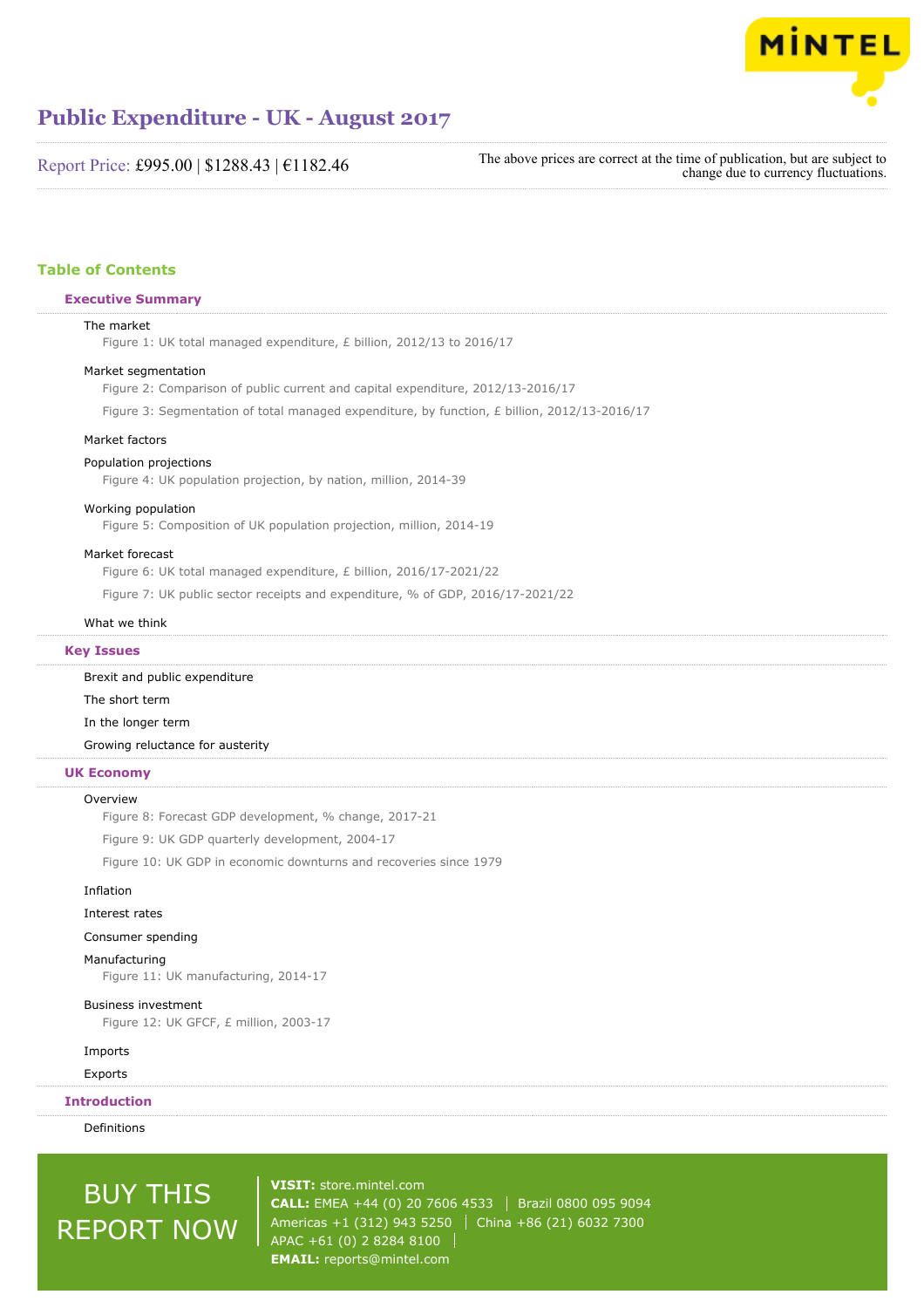# Public Expenditure - UK - August 2017

Report Price: £995.00 | $1288.43 | €1182.46

The above prices are correct at the time of publication, but are subject to change due to currency fluctuations.

## Table of Contents

### Executive Summary

The market

Figure 1: UK total managed expenditure, £ billion, 2012/13 to 2016/17

Market segmentation

Figure 2: Comparison of public current and capital expenditure, 2012/13-2016/17

Figure 3: Segmentation of total managed expenditure, by function, £ billion, 2012/13-2016/17

Market factors

Population projections

Figure 4: UK population projection, by nation, million, 2014-39

Working population

Figure 5: Composition of UK population projection, million, 2014-19

Market forecast

Figure 6: UK total managed expenditure, £ billion, 2016/17-2021/22

Figure 7: UK public sector receipts and expenditure, % of GDP, 2016/17-2021/22

What we think

### Key Issues

Brexit and public expenditure

The short term

In the longer term

Growing reluctance for austerity

### UK Economy

Overview

Figure 8: Forecast GDP development, % change, 2017-21

Figure 9: UK GDP quarterly development, 2004-17

Figure 10: UK GDP in economic downturns and recoveries since 1979

Inflation

Interest rates

Consumer spending

Manufacturing

Figure 11: UK manufacturing, 2014-17

Business investment

Figure 12: UK GFCF, £ million, 2003-17

Imports

Exports

### Introduction

Definitions

BUY THIS REPORT NOW

**VISIT:** store.mintel.com

**CALL:** EMEA +44 (0) 20 7606 4533 | Brazil 0800 095 9094

Americas +1 (312) 943 5250 | China +86 (21) 6032 7300

APAC +61 (0) 2 8284 8100

**EMAIL:** reports@mintel.com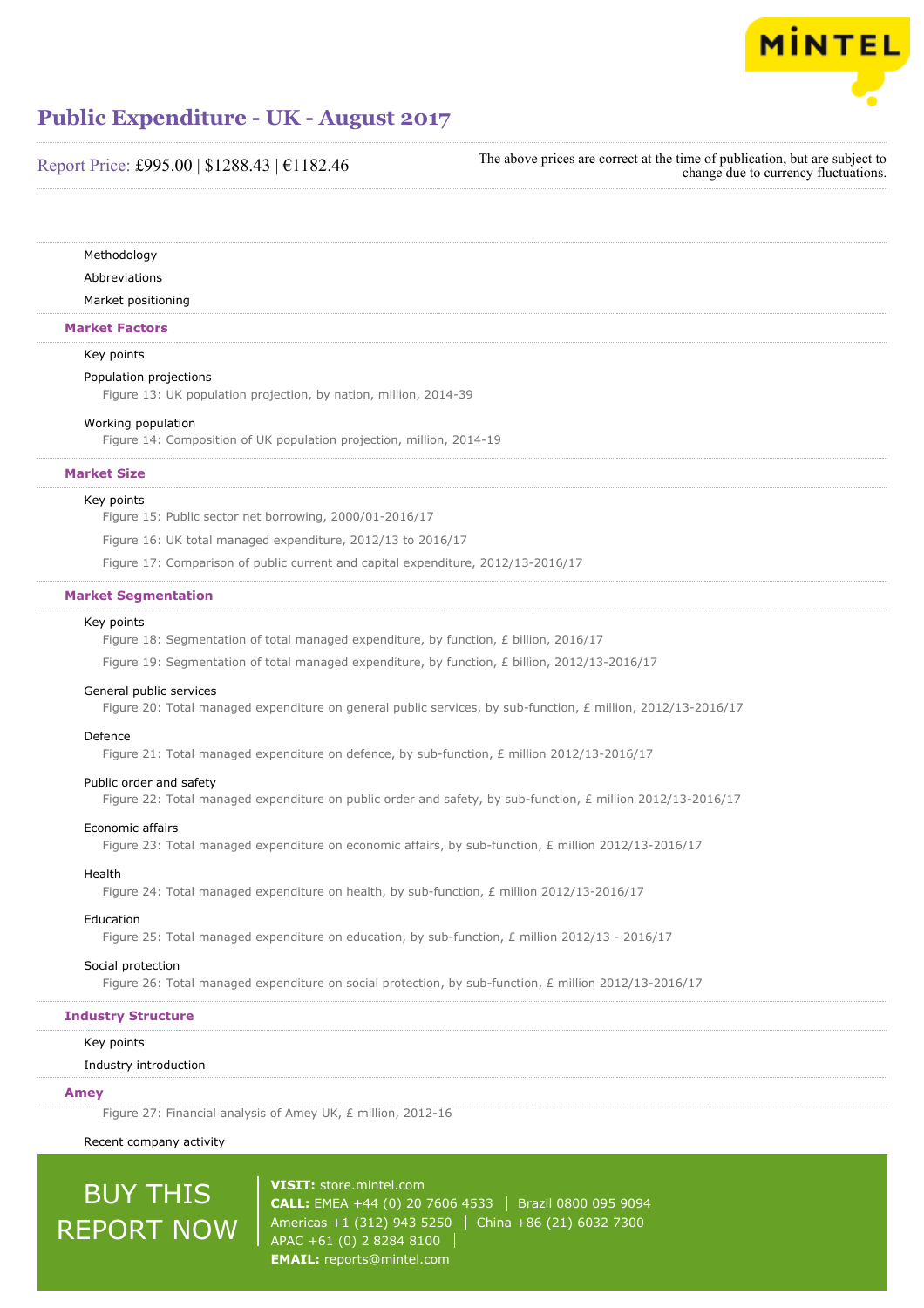Methodology

Abbreviations

Market positioning

## Market Factors

Key points

Population projections

Figure 13: UK population projection, by nation, million, 2014-39

Working population

Figure 14: Composition of UK population projection, million, 2014-19

## Market Size

Key points

Figure 15: Public sector net borrowing, 2000/01-2016/17

Figure 16: UK total managed expenditure, 2012/13 to 2016/17

Figure 17: Comparison of public current and capital expenditure, 2012/13-2016/17

## Market Segmentation

Key points

Figure 18: Segmentation of total managed expenditure, by function, £ billion, 2016/17

Figure 19: Segmentation of total managed expenditure, by function, £ billion, 2012/13-2016/17

General public services

Figure 20: Total managed expenditure on general public services, by sub-function, £ million, 2012/13-2016/17

Defence

Figure 21: Total managed expenditure on defence, by sub-function, £ million 2012/13-2016/17

Public order and safety

Figure 22: Total managed expenditure on public order and safety, by sub-function, £ million 2012/13-2016/17

Economic affairs

Figure 23: Total managed expenditure on economic affairs, by sub-function, £ million 2012/13-2016/17

Health

Figure 24: Total managed expenditure on health, by sub-function, £ million 2012/13-2016/17

Education

Figure 25: Total managed expenditure on education, by sub-function, £ million 2012/13 - 2016/17

Social protection

Figure 26: Total managed expenditure on social protection, by sub-function, £ million 2012/13-2016/17

## Industry Structure

Key points

Industry introduction

## Amey

Figure 27: Financial analysis of Amey UK, £ million, 2012-16

Recent company activity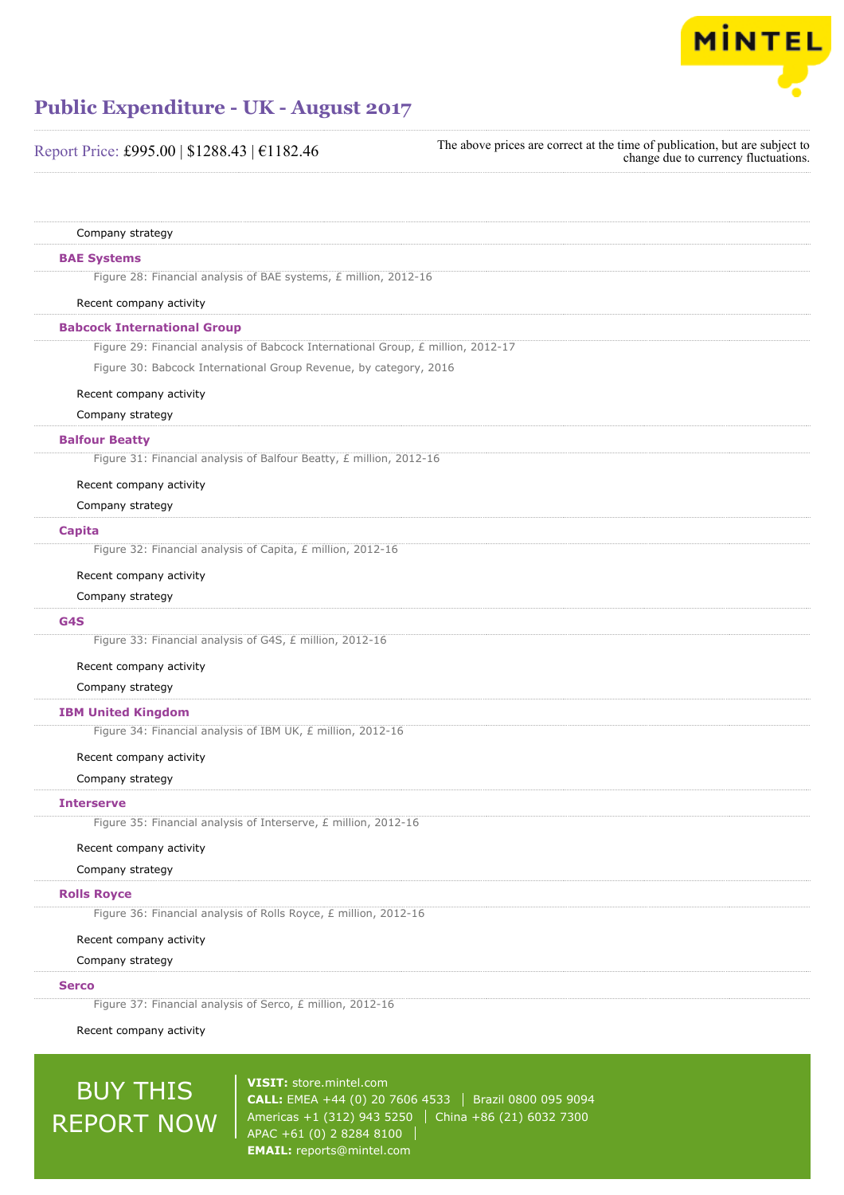Company strategy

### BAE Systems

Figure 28: Financial analysis of BAE systems, £ million, 2012-16

Recent company activity

### Babcock International Group

Figure 29: Financial analysis of Babcock International Group, £ million, 2012-17

Figure 30: Babcock International Group Revenue, by category, 2016

Recent company activity

Company strategy

### Balfour Beatty

Figure 31: Financial analysis of Balfour Beatty, £ million, 2012-16

Recent company activity

Company strategy

### Capita

Figure 32: Financial analysis of Capita, £ million, 2012-16

Recent company activity

Company strategy

### G4S

Figure 33: Financial analysis of G4S, £ million, 2012-16

Recent company activity

Company strategy

### IBM United Kingdom

Figure 34: Financial analysis of IBM UK, £ million, 2012-16

Recent company activity

Company strategy

### Interserve

Figure 35: Financial analysis of Interserve, £ million, 2012-16

Recent company activity

Company strategy

### Rolls Royce

Figure 36: Financial analysis of Rolls Royce, £ million, 2012-16

Recent company activity

Company strategy

### Serco

Figure 37: Financial analysis of Serco, £ million, 2012-16

Recent company activity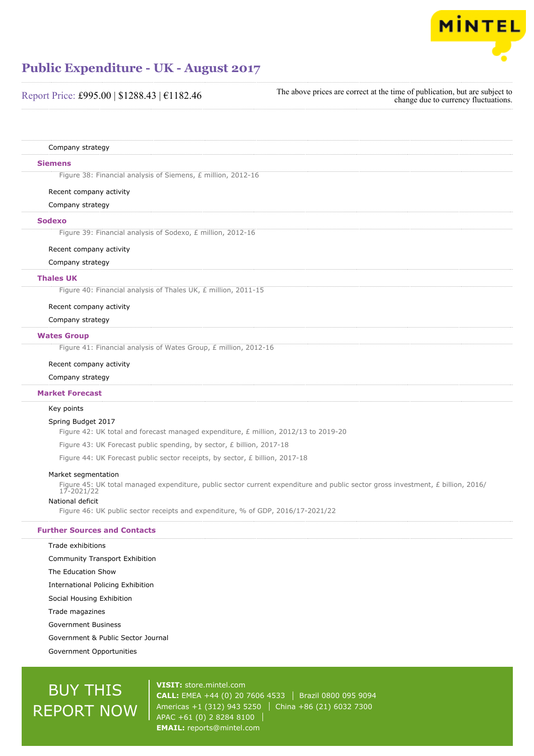Company strategy

## Siemens

Figure 38: Financial analysis of Siemens, £ million, 2012-16

Recent company activity

Company strategy

## Sodexo

Figure 39: Financial analysis of Sodexo, £ million, 2012-16

Recent company activity

Company strategy

## Thales UK

Figure 40: Financial analysis of Thales UK, £ million, 2011-15

Recent company activity

Company strategy

## Wates Group

Figure 41: Financial analysis of Wates Group, £ million, 2012-16

Recent company activity

Company strategy

## Market Forecast

Key points

Spring Budget 2017

Figure 42: UK total and forecast managed expenditure, £ million, 2012/13 to 2019-20

Figure 43: UK Forecast public spending, by sector, £ billion, 2017-18

Figure 44: UK Forecast public sector receipts, by sector, £ billion, 2017-18

Market segmentation

Figure 45: UK total managed expenditure, public sector current expenditure and public sector gross investment, £ billion, 2016/17-2021/22

National deficit

Figure 46: UK public sector receipts and expenditure, % of GDP, 2016/17-2021/22

## Further Sources and Contacts

Trade exhibitions

Community Transport Exhibition

The Education Show

International Policing Exhibition

Social Housing Exhibition

Trade magazines

Government Business

Government & Public Sector Journal

Government Opportunities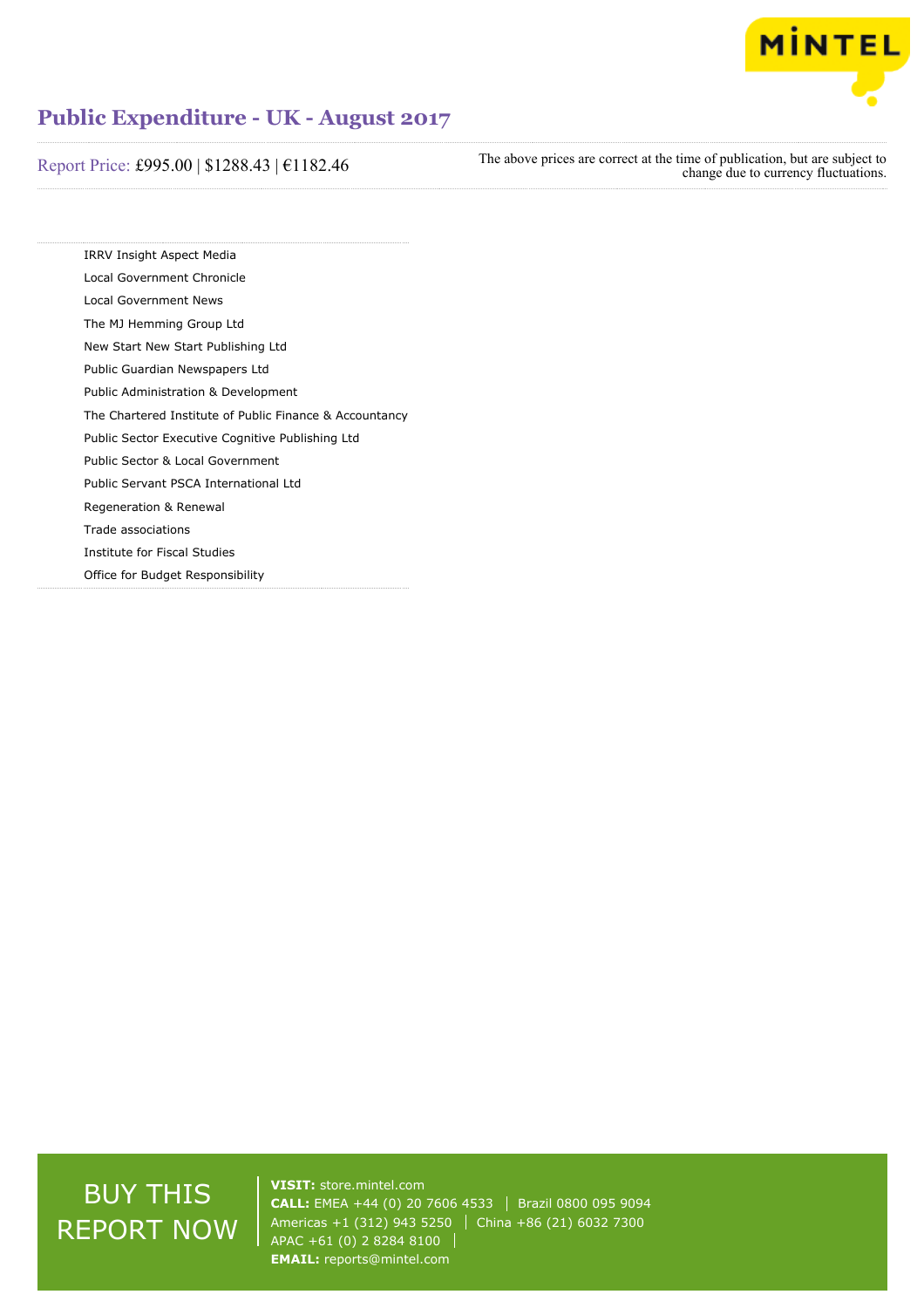- IRRV Insight Aspect Media
- Local Government Chronicle
- Local Government News
- The MJ Hemming Group Ltd
- New Start New Start Publishing Ltd
- Public Guardian Newspapers Ltd
- Public Administration & Development
- The Chartered Institute of Public Finance & Accountancy
- Public Sector Executive Cognitive Publishing Ltd
- Public Sector & Local Government
- Public Servant PSCA International Ltd
- Regeneration & Renewal
- Trade associations
- Institute for Fiscal Studies
- Office for Budget Responsibility

BUY THIS REPORT NOW

**VISIT:** store.mintel.com
**CALL:** EMEA +44 (0) 20 7606 4533 | Brazil 0800 095 9094
Americas +1 (312) 943 5250 | China +86 (21) 6032 7300
APAC +61 (0) 2 8284 8100 |
**EMAIL:** reports@mintel.com